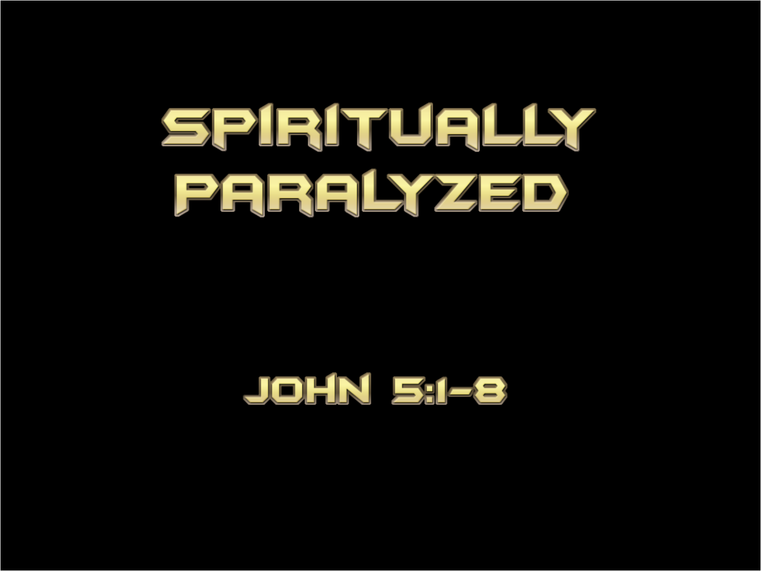# SPIRITUALLY PARALYZED

JOHN 5:1-8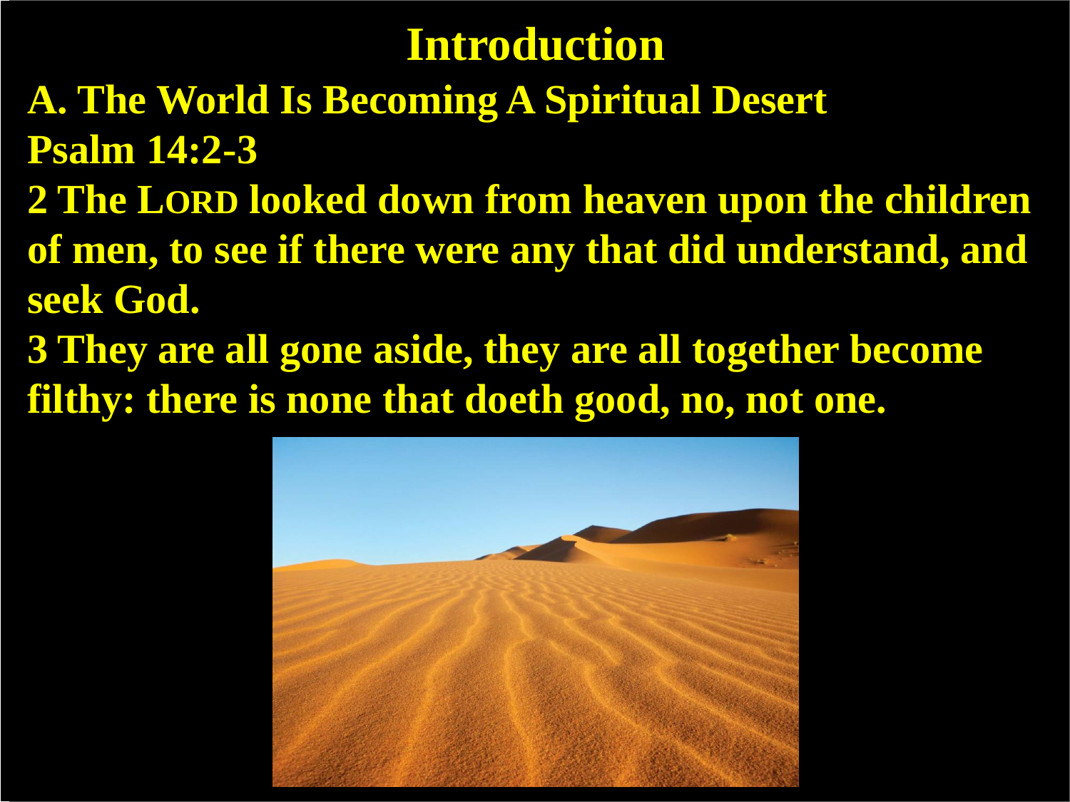# Introduction

**A. The World Is Becoming A Spiritual Desert**

**Psalm 14:2-3**

**2 The LORD looked down from heaven upon the children of men, to see if there were any that did understand, and seek God.**

**3 They are all gone aside, they are all together become filthy: there is none that doeth good, no, not one.**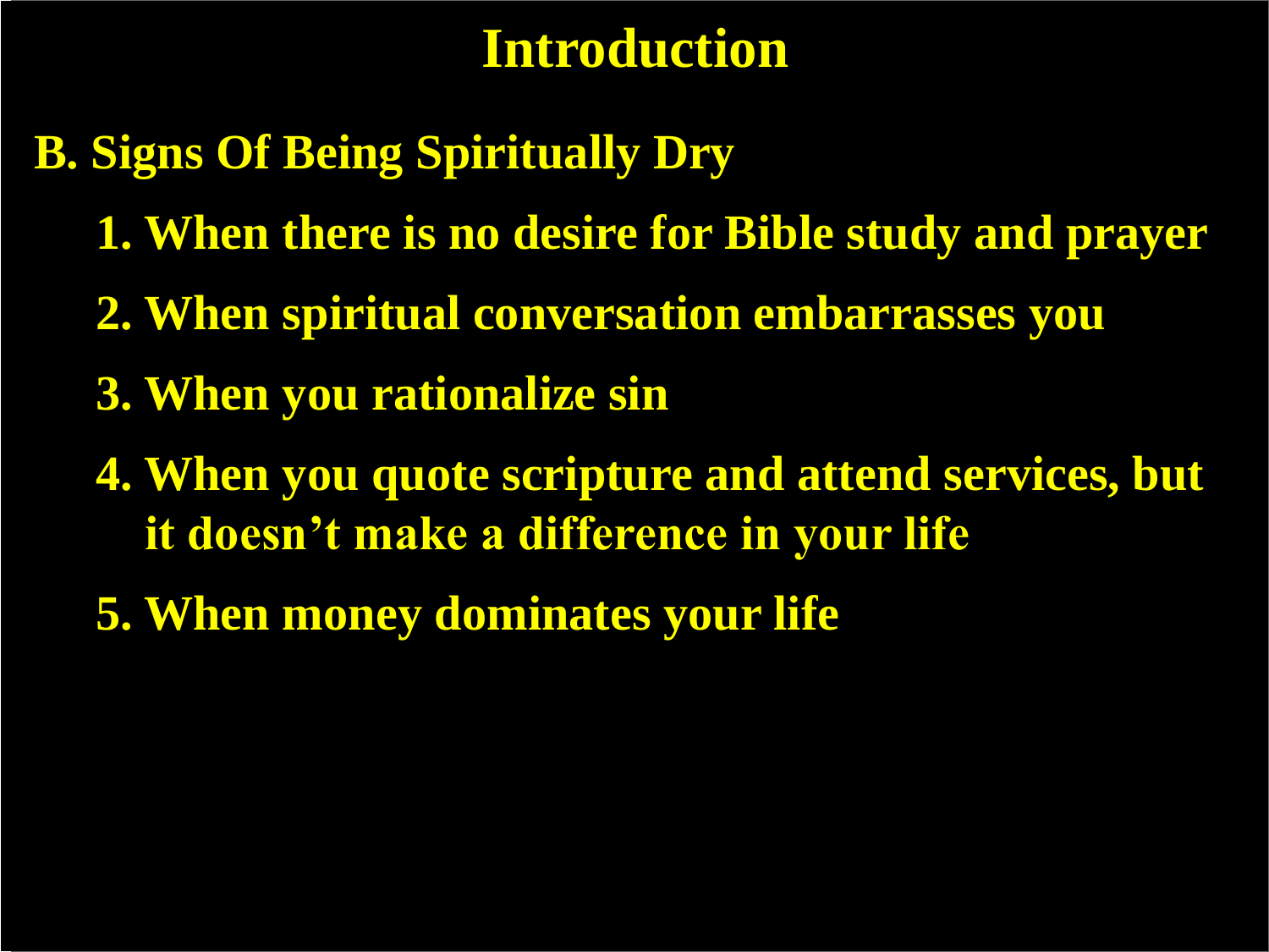# Introduction

**B. Signs Of Being Spiritually Dry**

1. **When there is no desire for Bible study and prayer**
2. **When spiritual conversation embarrasses you**
3. **When you rationalize sin**
4. **When you quote scripture and attend services, but it doesn't make a difference in your life**
5. **When money dominates your life**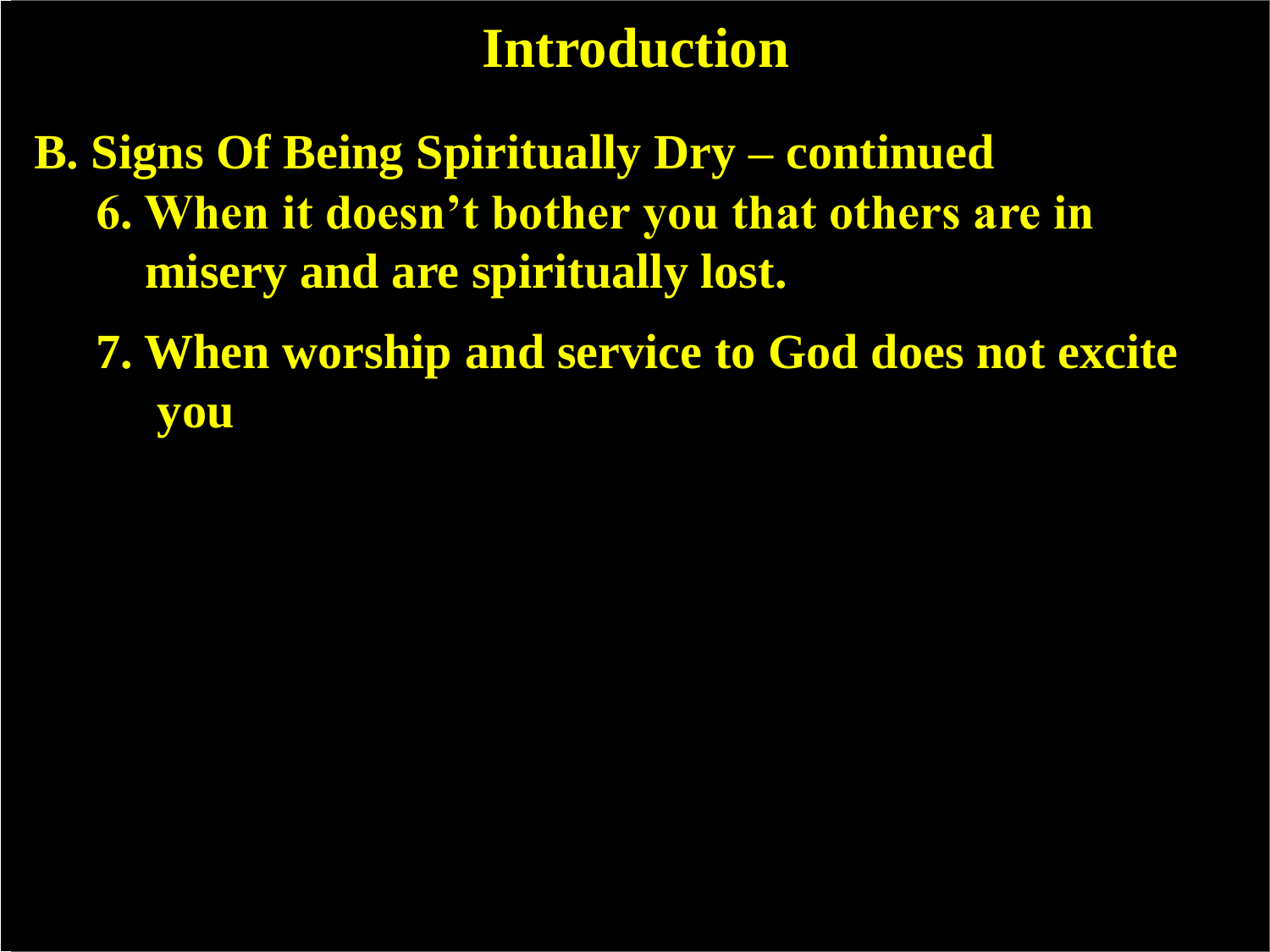# Introduction

**B. Signs Of Being Spiritually Dry – continued**

6. **When it doesn't bother you that others are in misery and are spiritually lost.**
7. **When worship and service to God does not excite you**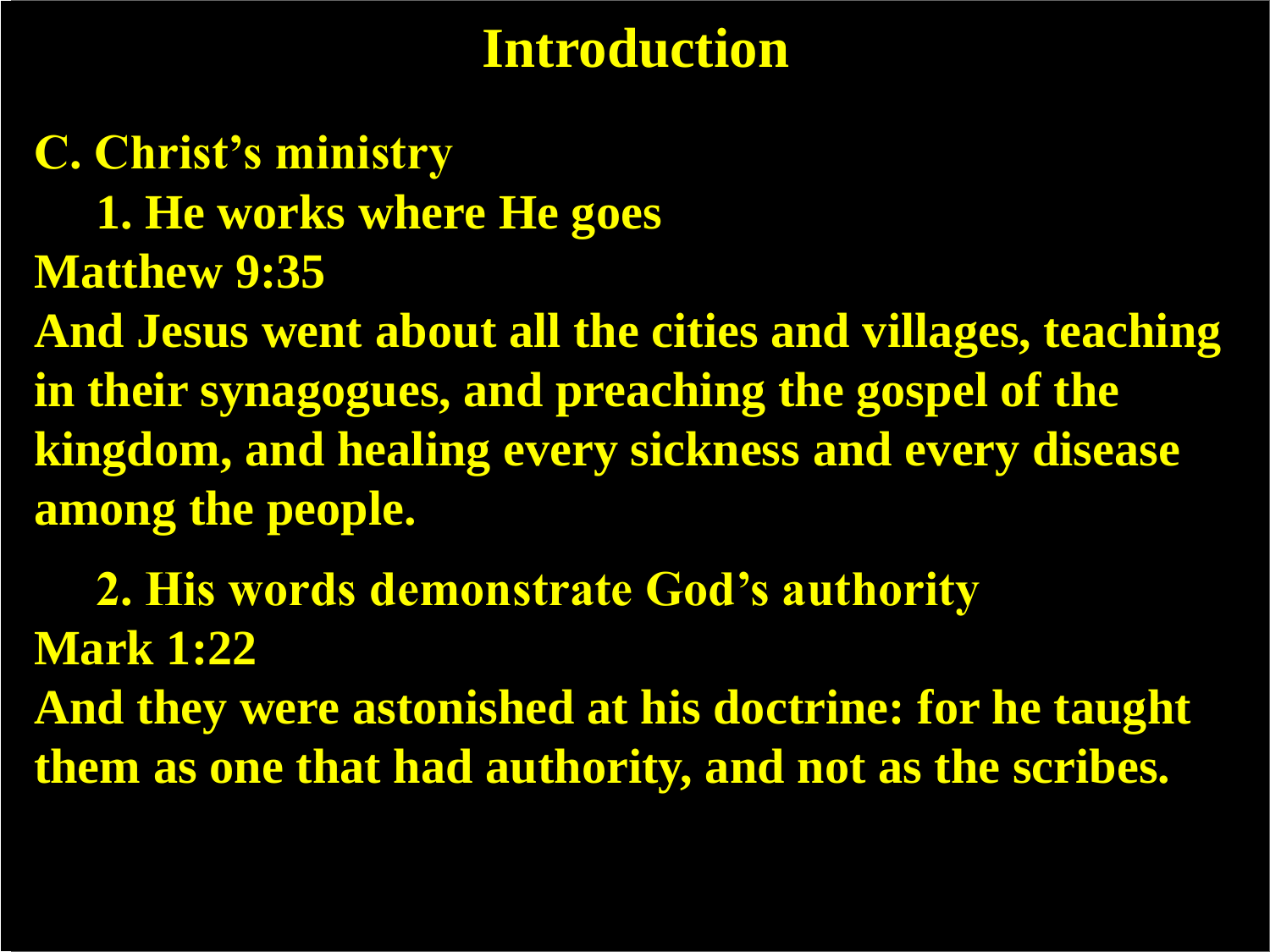# Introduction

**C. Christ's ministry**

**1. He works where He goes**

**Matthew 9:35**

**And Jesus went about all the cities and villages, teaching in their synagogues, and preaching the gospel of the kingdom, and healing every sickness and every disease among the people.**

**2. His words demonstrate God's authority**

**Mark 1:22**

**And they were astonished at his doctrine: for he taught them as one that had authority, and not as the scribes.**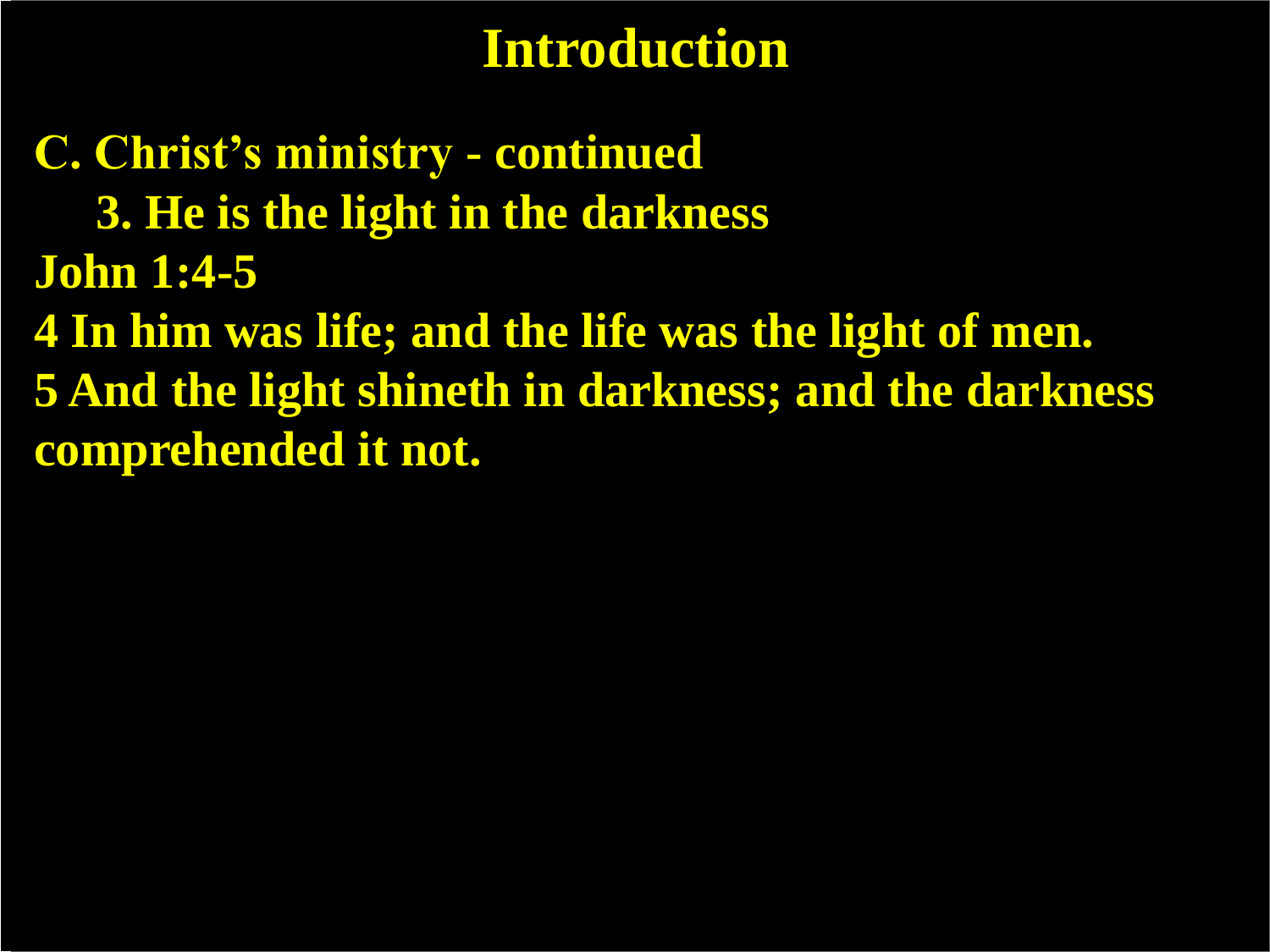# Introduction

**C. Christ's ministry - continued**

**3. He is the light in the darkness**

**John 1:4-5**

**4 In him was life; and the life was the light of men.**

**5 And the light shineth in darkness; and the darkness comprehended it not.**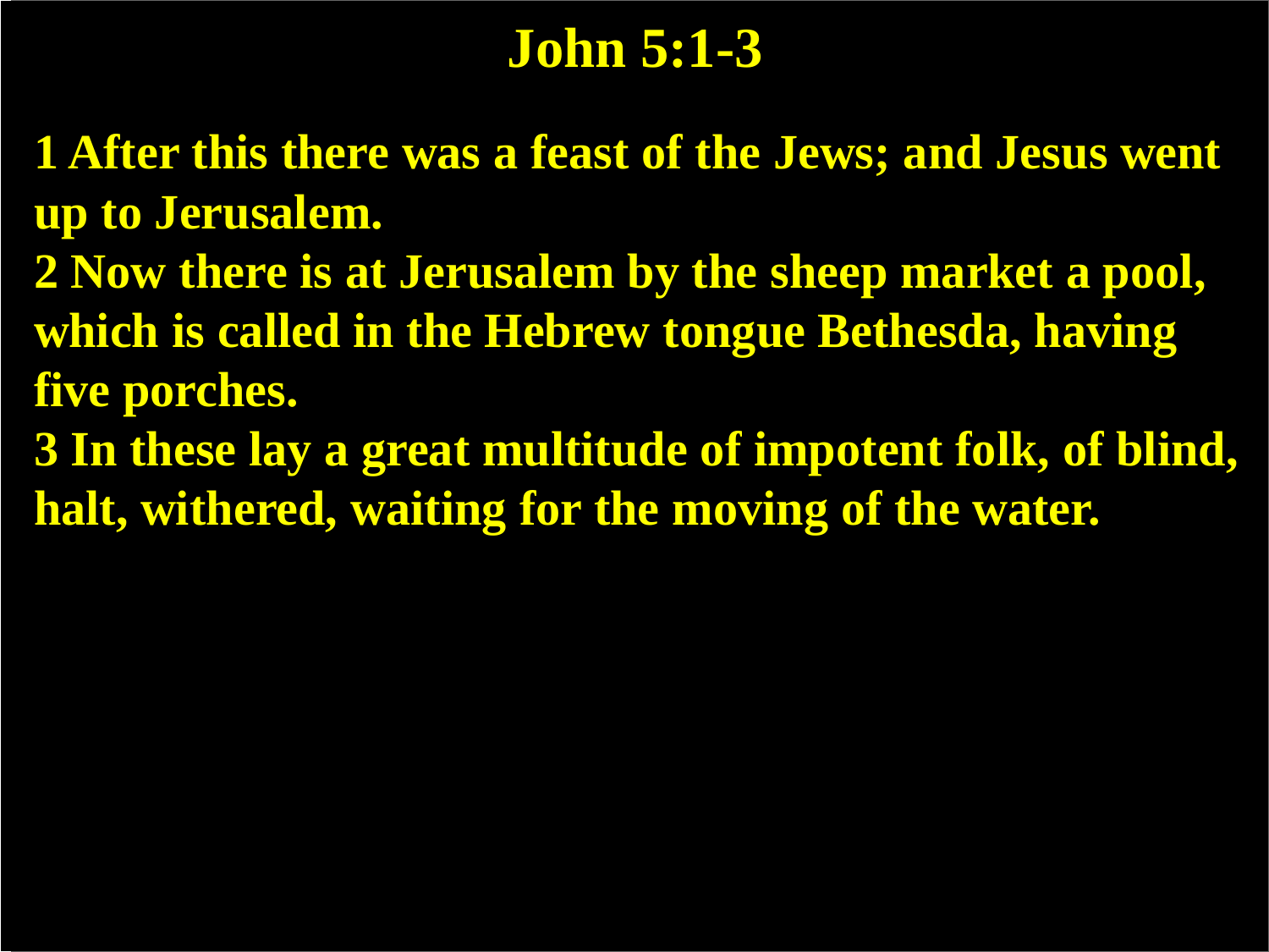# John 5:1-3

**1 After this there was a feast of the Jews; and Jesus went up to Jerusalem.**

**2 Now there is at Jerusalem by the sheep market a pool, which is called in the Hebrew tongue Bethesda, having five porches.**

**3 In these lay a great multitude of impotent folk, of blind, halt, withered, waiting for the moving of the water.**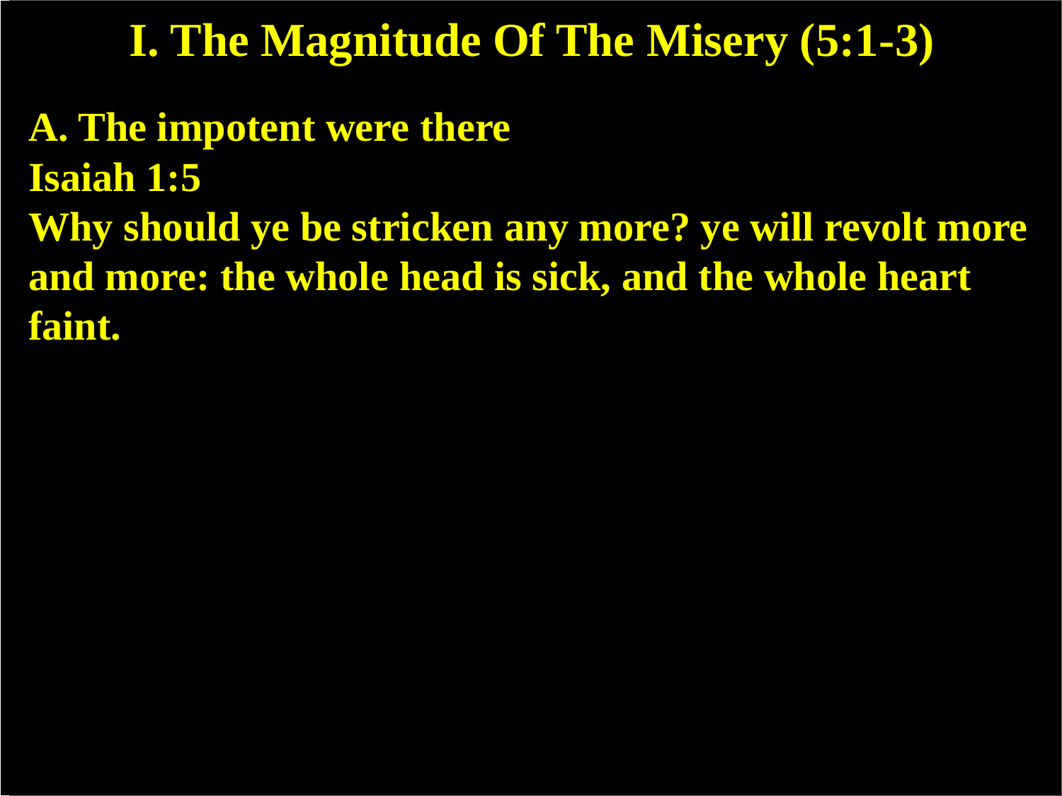# I. The Magnitude Of The Misery (5:1-3)

**A. The impotent were there**

**Isaiah 1:5**

**Why should ye be stricken any more? ye will revolt more and more: the whole head is sick, and the whole heart faint.**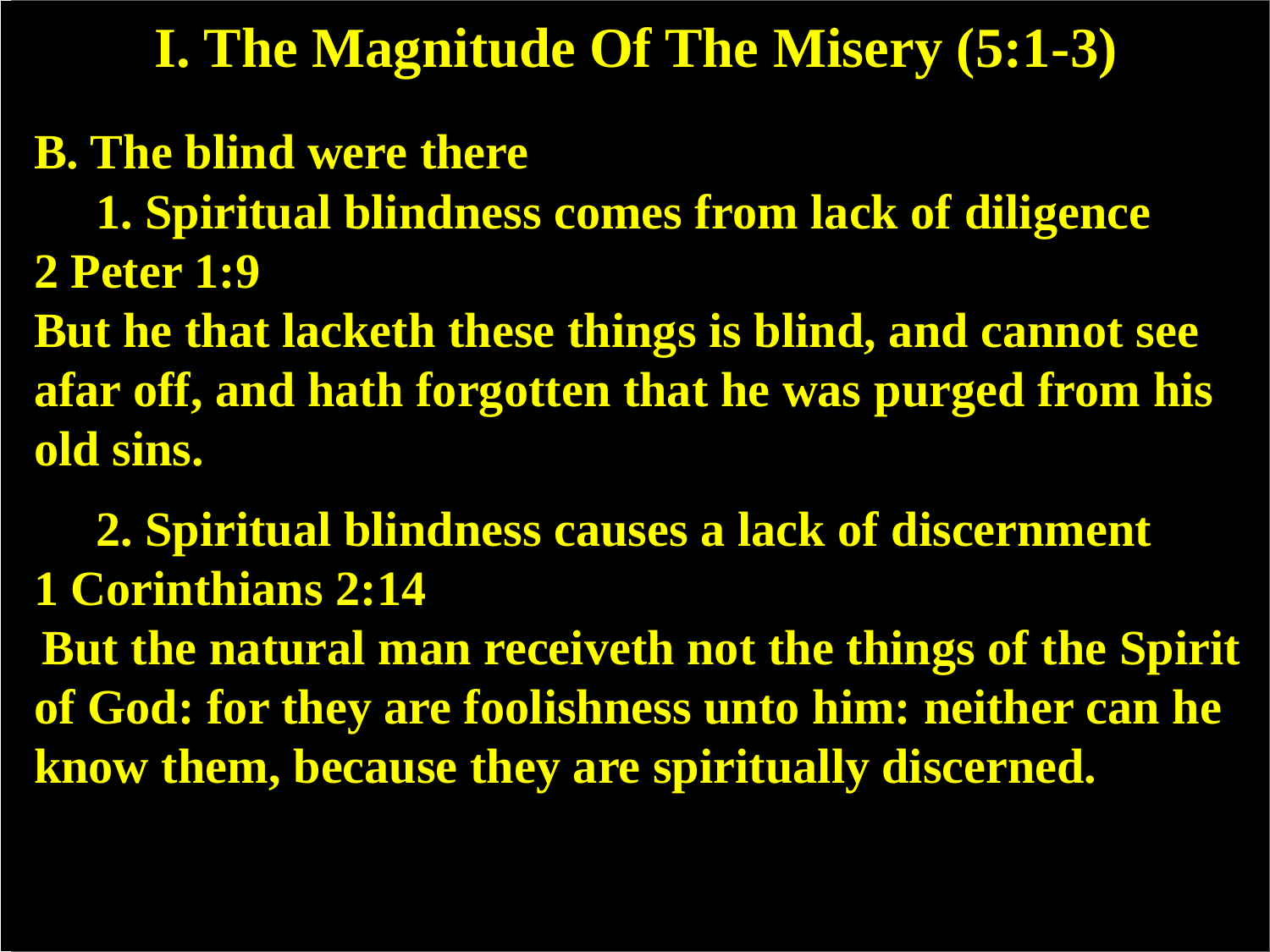# I. The Magnitude Of The Misery (5:1-3)

**B. The blind were there**

**1. Spiritual blindness comes from lack of diligence**

**2 Peter 1:9**

**But he that lacketh these things is blind, and cannot see afar off, and hath forgotten that he was purged from his old sins.**

**2. Spiritual blindness causes a lack of discernment**

**1 Corinthians 2:14**

**But the natural man receiveth not the things of the Spirit of God: for they are foolishness unto him: neither can he know them, because they are spiritually discerned.**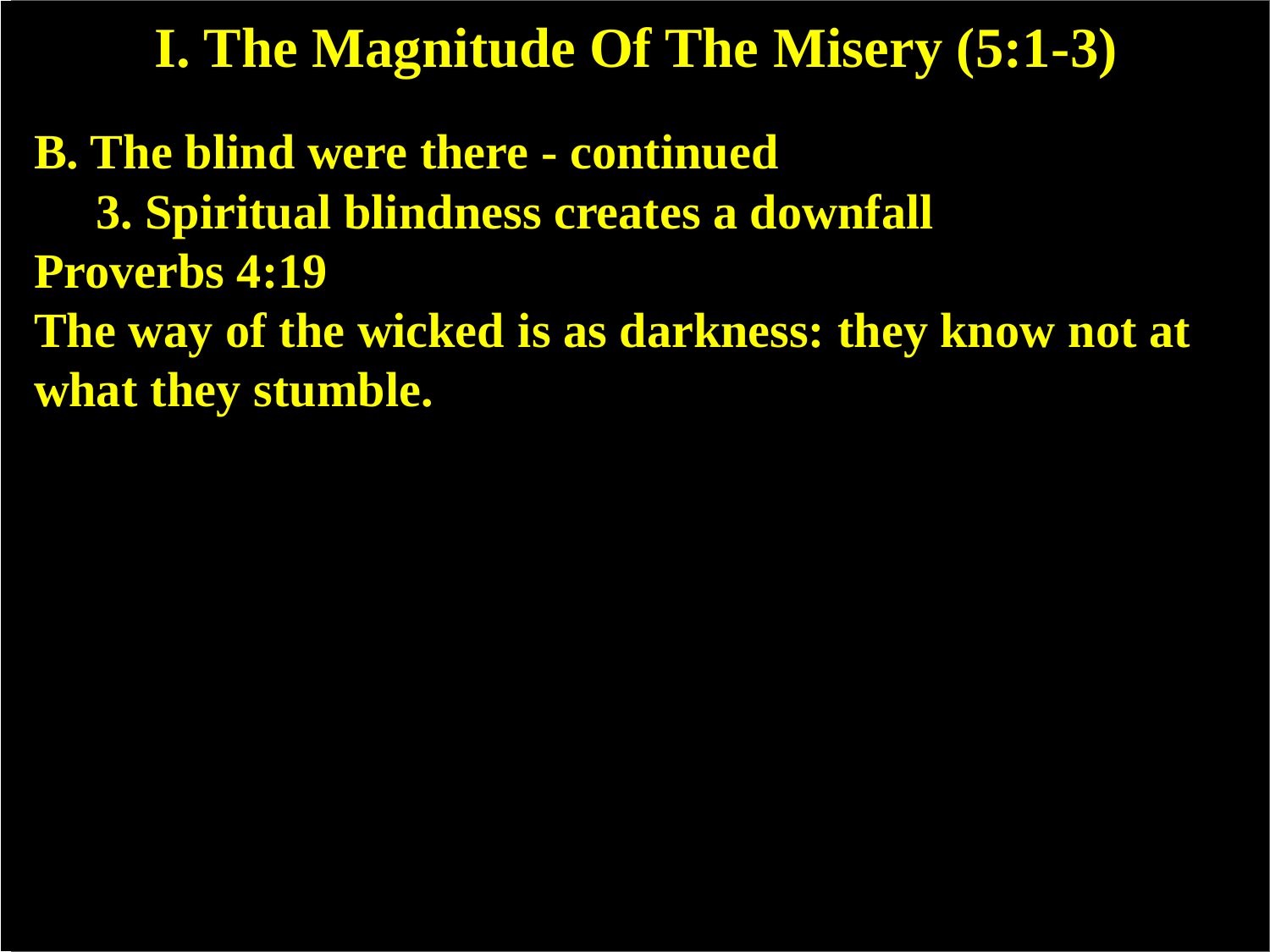# I. The Magnitude Of The Misery (5:1-3)

**B. The blind were there - continued**

**3. Spiritual blindness creates a downfall**

**Proverbs 4:19**

**The way of the wicked is as darkness: they know not at what they stumble.**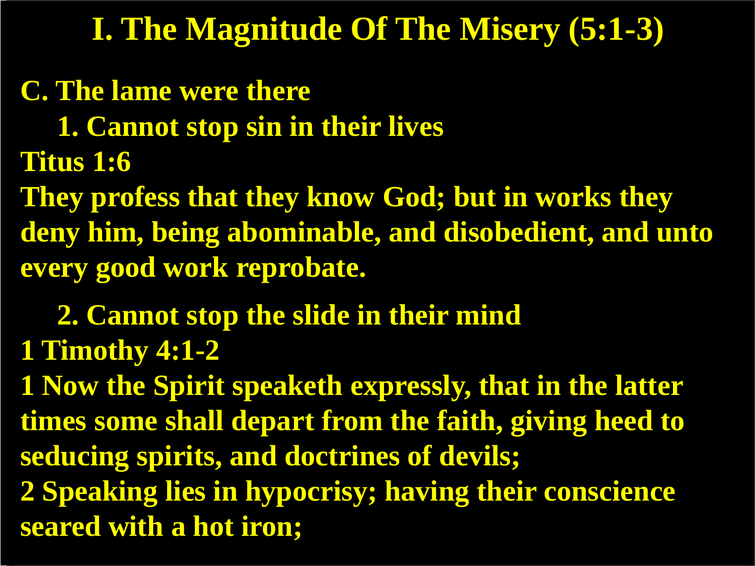# I. The Magnitude Of The Misery (5:1-3)

**C. The lame were there**

**1. Cannot stop sin in their lives**

**Titus 1:6**

**They profess that they know God; but in works they deny him, being abominable, and disobedient, and unto every good work reprobate.**

**2. Cannot stop the slide in their mind**

**1 Timothy 4:1-2**

**1 Now the Spirit speaketh expressly, that in the latter times some shall depart from the faith, giving heed to seducing spirits, and doctrines of devils;**

**2 Speaking lies in hypocrisy; having their conscience seared with a hot iron;**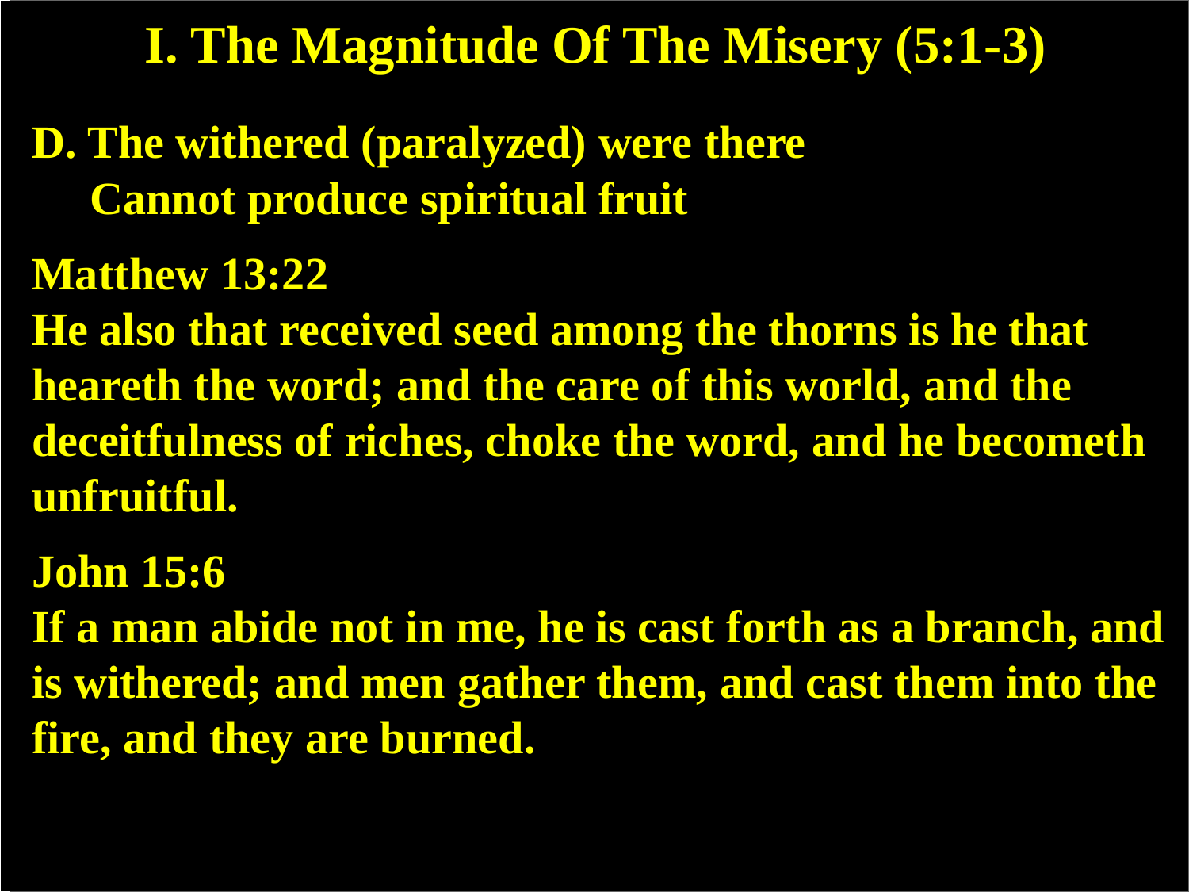# I. The Magnitude Of The Misery (5:1-3)

**D. The withered (paralyzed) were there**
**Cannot produce spiritual fruit**

**Matthew 13:22**
**He also that received seed among the thorns is he that heareth the word; and the care of this world, and the deceitfulness of riches, choke the word, and he becometh unfruitful.**

**John 15:6**
**If a man abide not in me, he is cast forth as a branch, and is withered; and men gather them, and cast them into the fire, and they are burned.**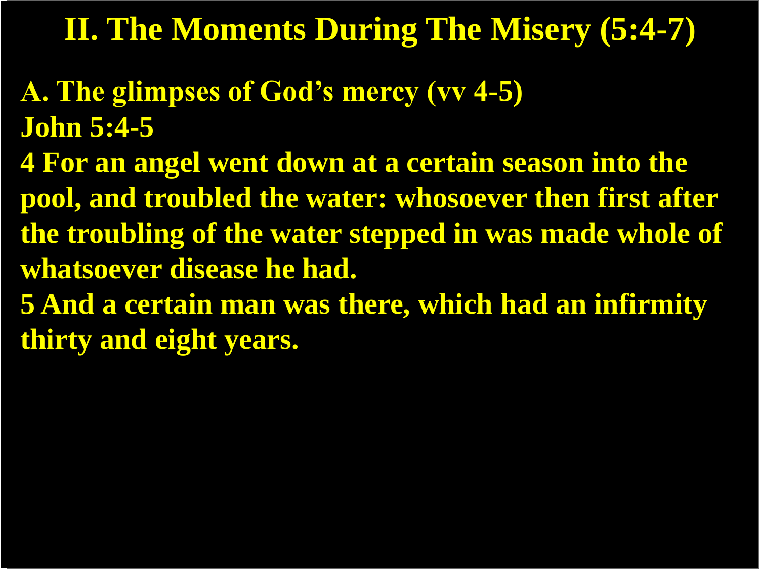# II. The Moments During The Misery (5:4-7)

**A. The glimpses of God's mercy (vv 4-5)**

**John 5:4-5**

**4 For an angel went down at a certain season into the pool, and troubled the water: whosoever then first after the troubling of the water stepped in was made whole of whatsoever disease he had.**

**5 And a certain man was there, which had an infirmity thirty and eight years.**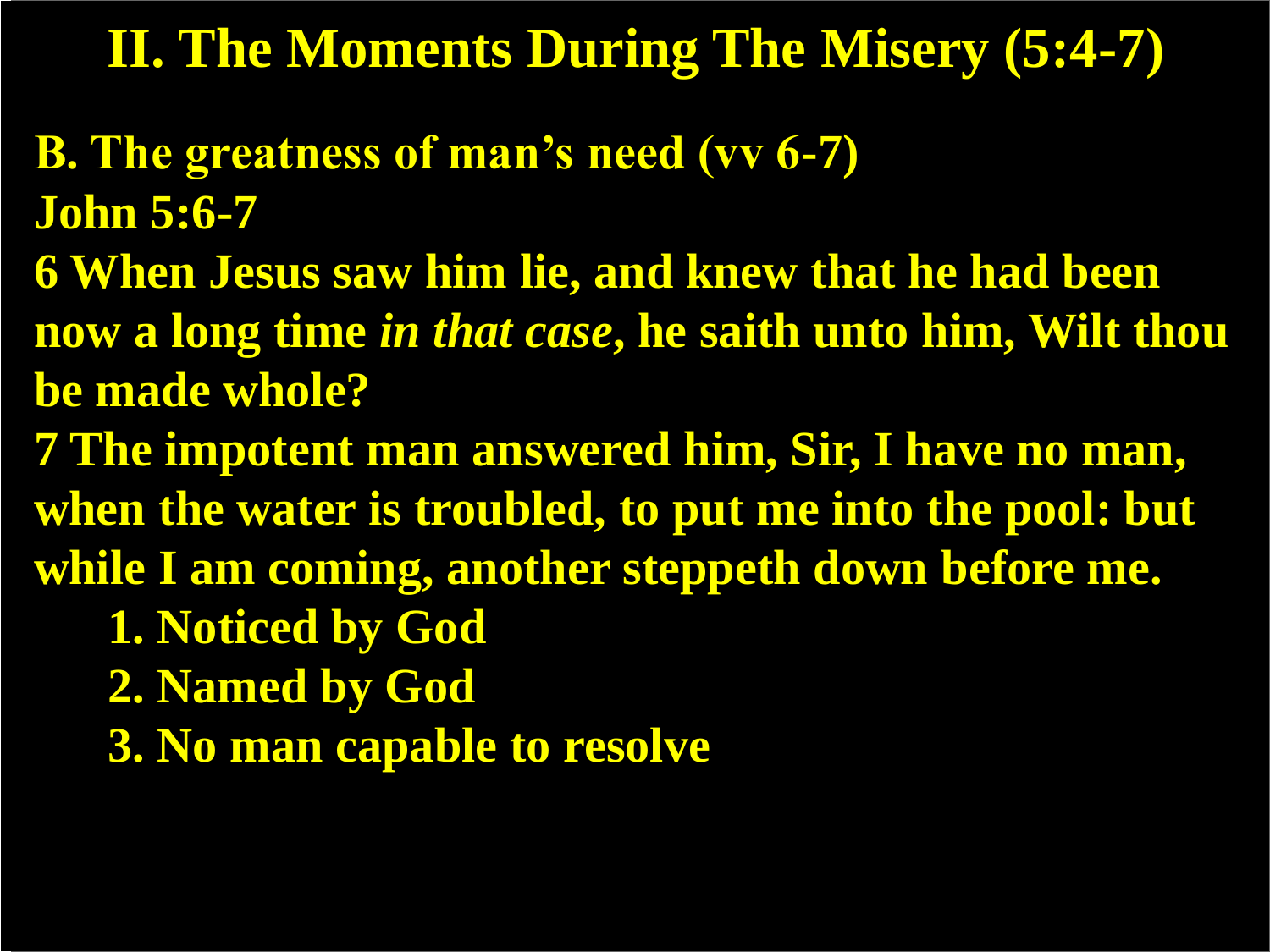# II. The Moments During The Misery (5:4-7)

**B. The greatness of man's need (vv 6-7)**

**John 5:6-7**

**6 When Jesus saw him lie, and knew that he had been now a long time *in that case*, he saith unto him, Wilt thou be made whole?**

**7 The impotent man answered him, Sir, I have no man, when the water is troubled, to put me into the pool: but while I am coming, another steppeth down before me.**

1. **Noticed by God**
2. **Named by God**
3. **No man capable to resolve**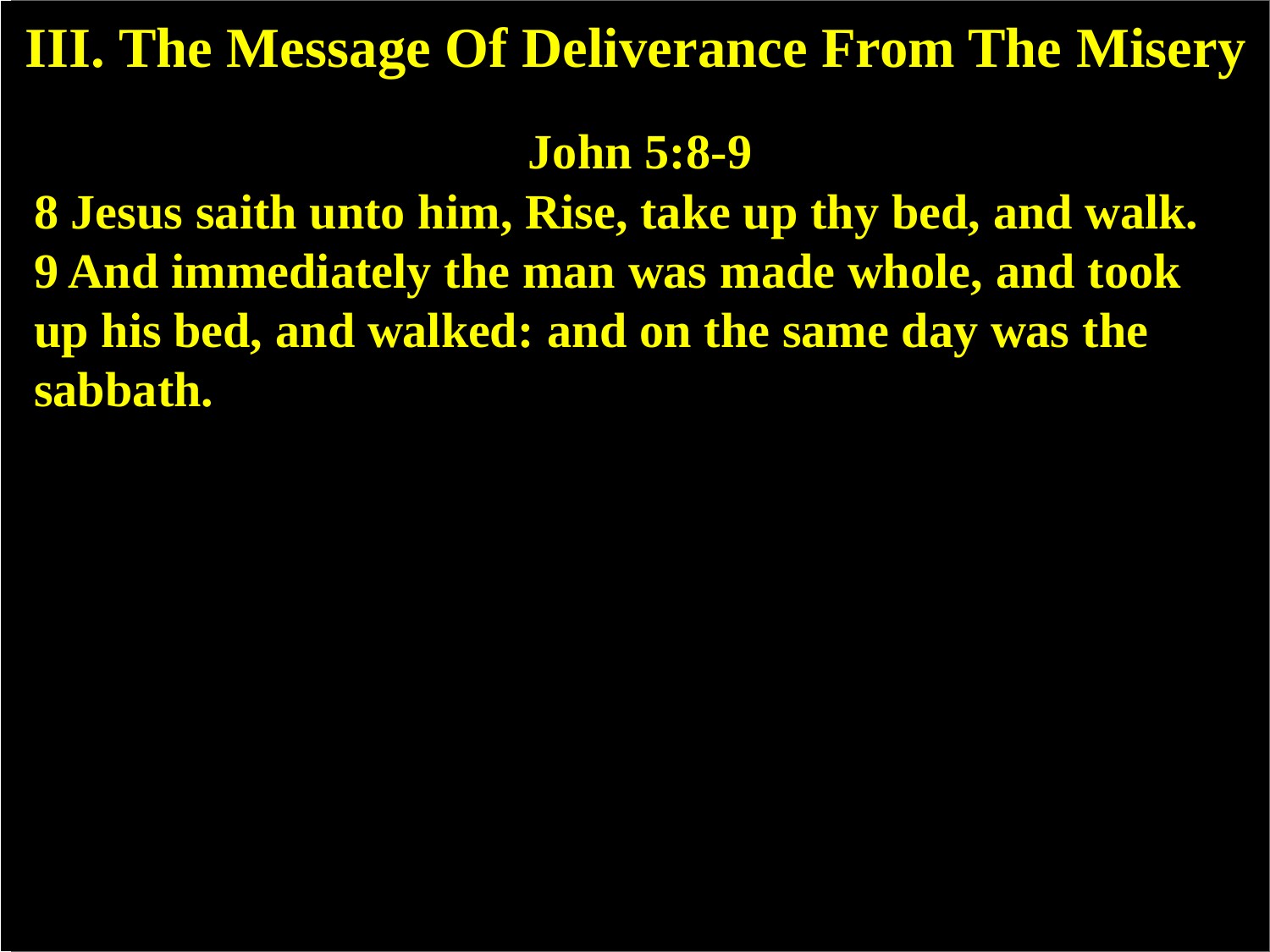# III. The Message Of Deliverance From The Misery

## John 5:8-9

**8 Jesus saith unto him, Rise, take up thy bed, and walk.**
**9 And immediately the man was made whole, and took up his bed, and walked: and on the same day was the sabbath.**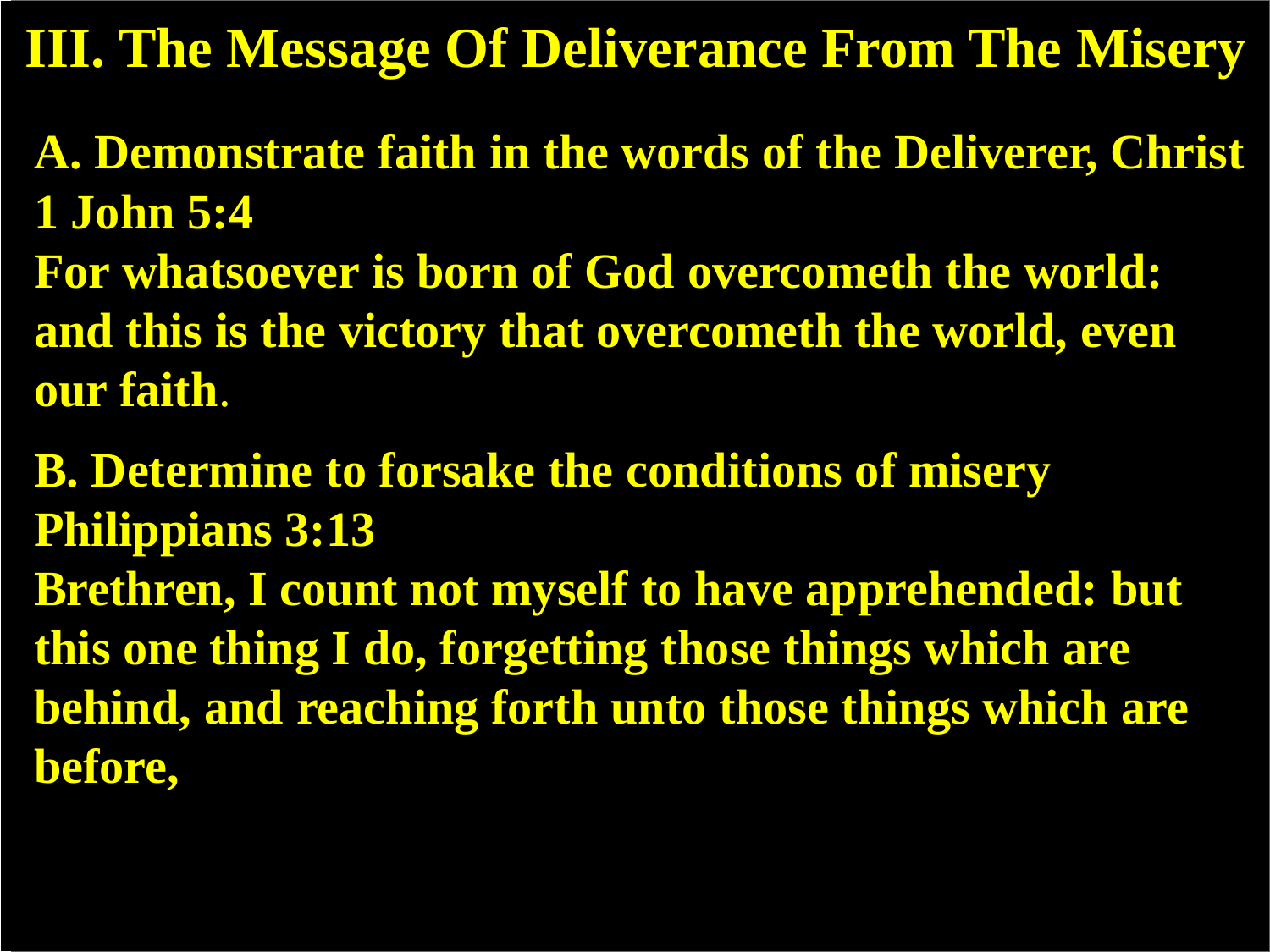# III. The Message Of Deliverance From The Misery

**A. Demonstrate faith in the words of the Deliverer, Christ 1 John 5:4**

**For whatsoever is born of God overcometh the world: and this is the victory that overcometh the world, even our faith.**

**B. Determine to forsake the conditions of misery Philippians 3:13**

**Brethren, I count not myself to have apprehended: but this one thing I do, forgetting those things which are behind, and reaching forth unto those things which are before,**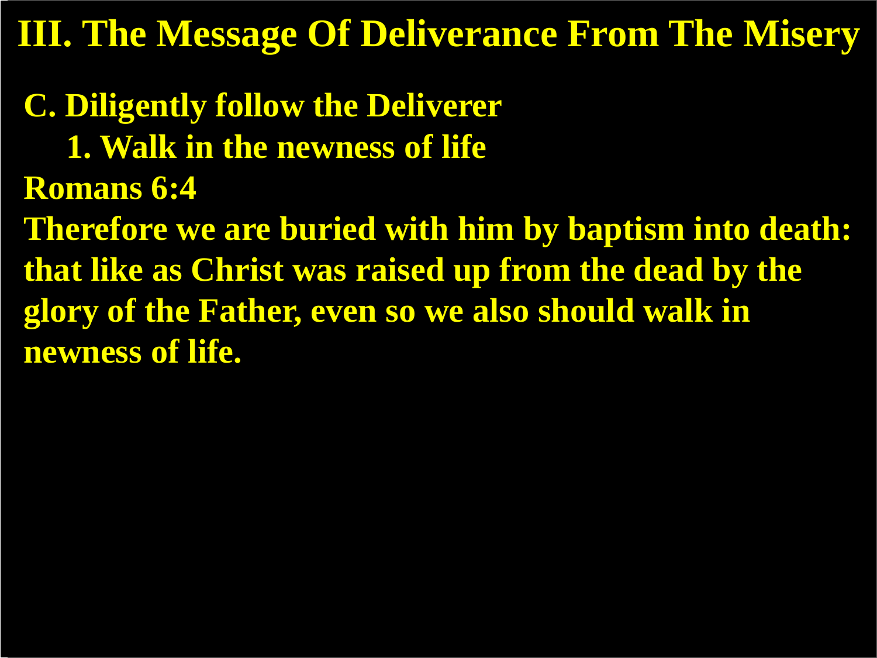# III. The Message Of Deliverance From The Misery

**C. Diligently follow the Deliverer**

**1. Walk in the newness of life**

**Romans 6:4**

**Therefore we are buried with him by baptism into death: that like as Christ was raised up from the dead by the glory of the Father, even so we also should walk in newness of life.**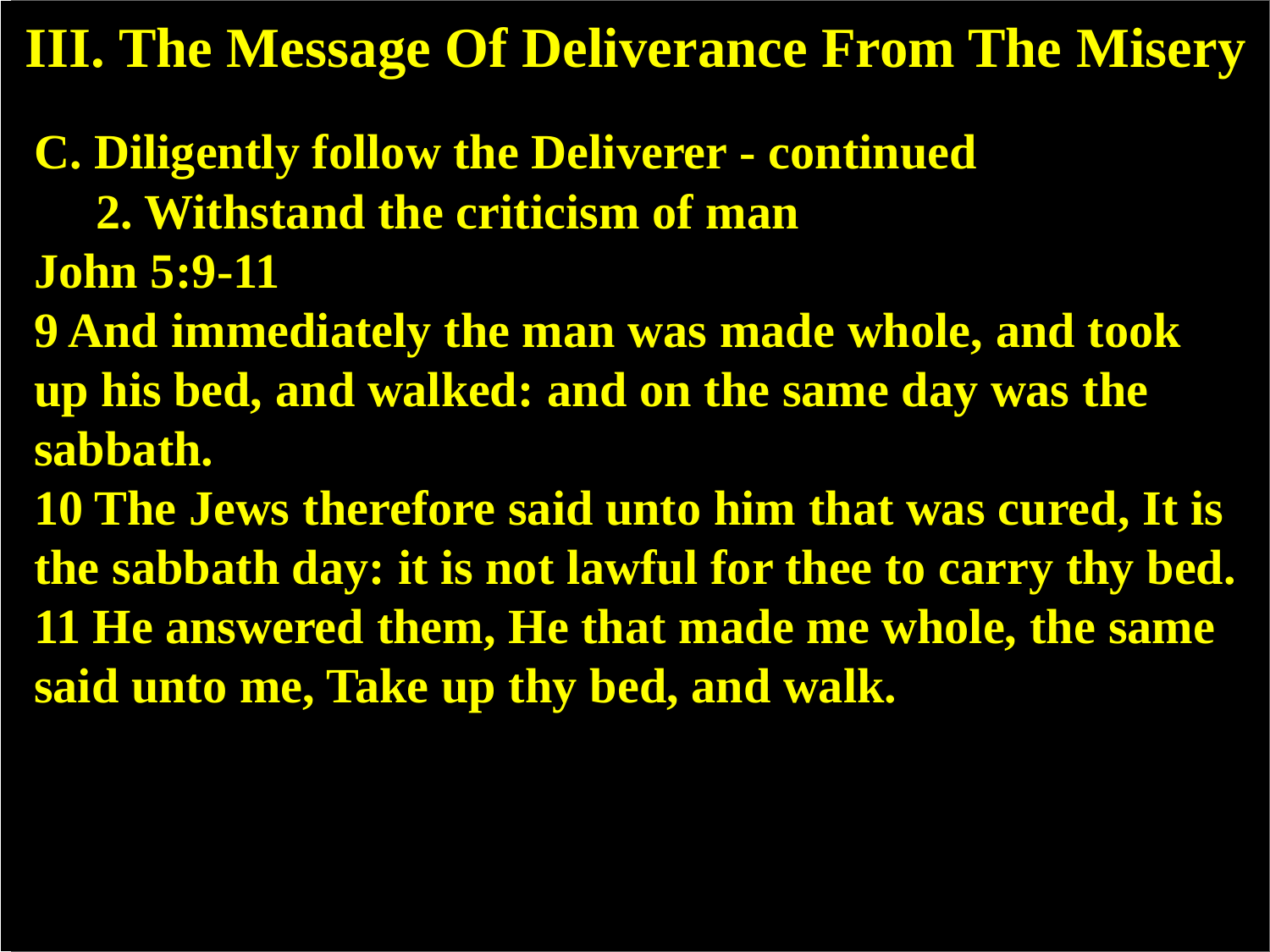# III. The Message Of Deliverance From The Misery

**C. Diligently follow the Deliverer - continued**

**2. Withstand the criticism of man**

**John 5:9-11**

**9 And immediately the man was made whole, and took up his bed, and walked: and on the same day was the sabbath.**

**10 The Jews therefore said unto him that was cured, It is the sabbath day: it is not lawful for thee to carry thy bed.**

**11 He answered them, He that made me whole, the same said unto me, Take up thy bed, and walk.**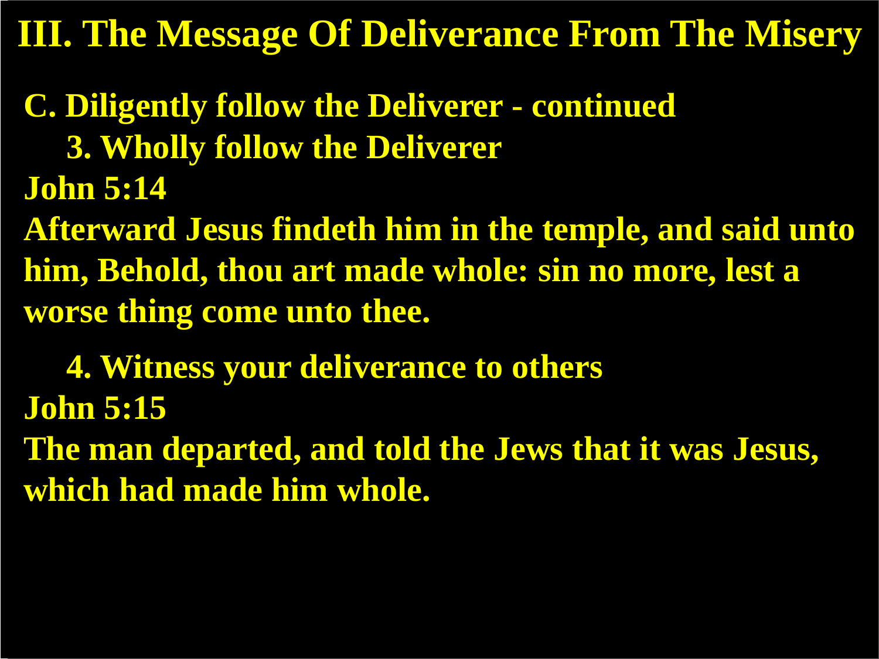# III. The Message Of Deliverance From The Misery

**C. Diligently follow the Deliverer - continued**

**3. Wholly follow the Deliverer**

**John 5:14**

**Afterward Jesus findeth him in the temple, and said unto him, Behold, thou art made whole: sin no more, lest a worse thing come unto thee.**

**4. Witness your deliverance to others**

**John 5:15**

**The man departed, and told the Jews that it was Jesus, which had made him whole.**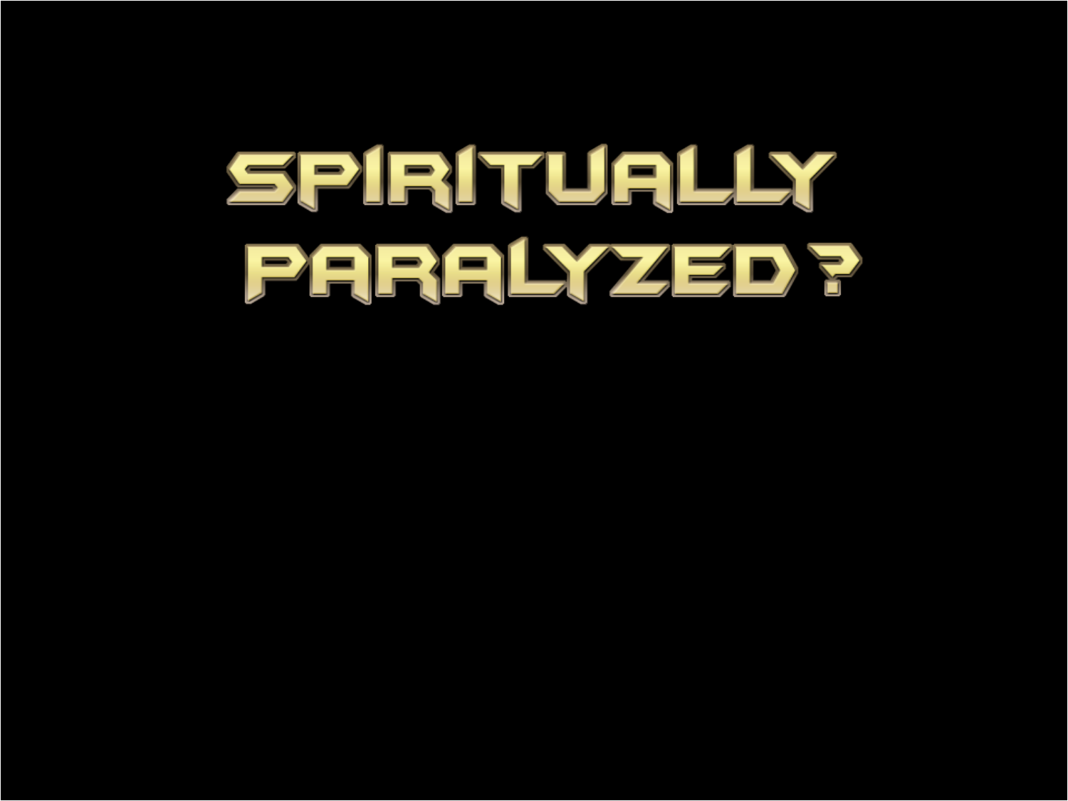# SPIRITUALLY PARALYZED?